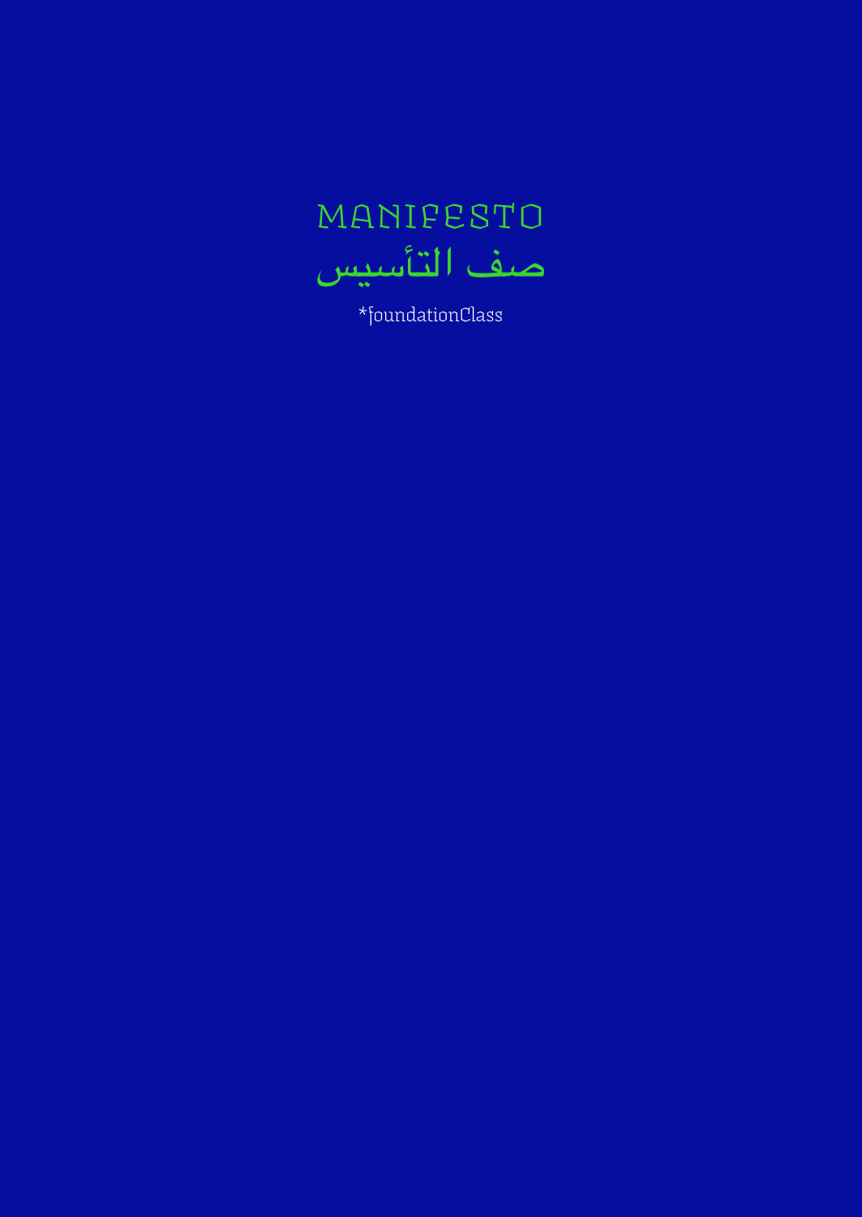# MANIFESTO

# صف التأسيس

*foundationClass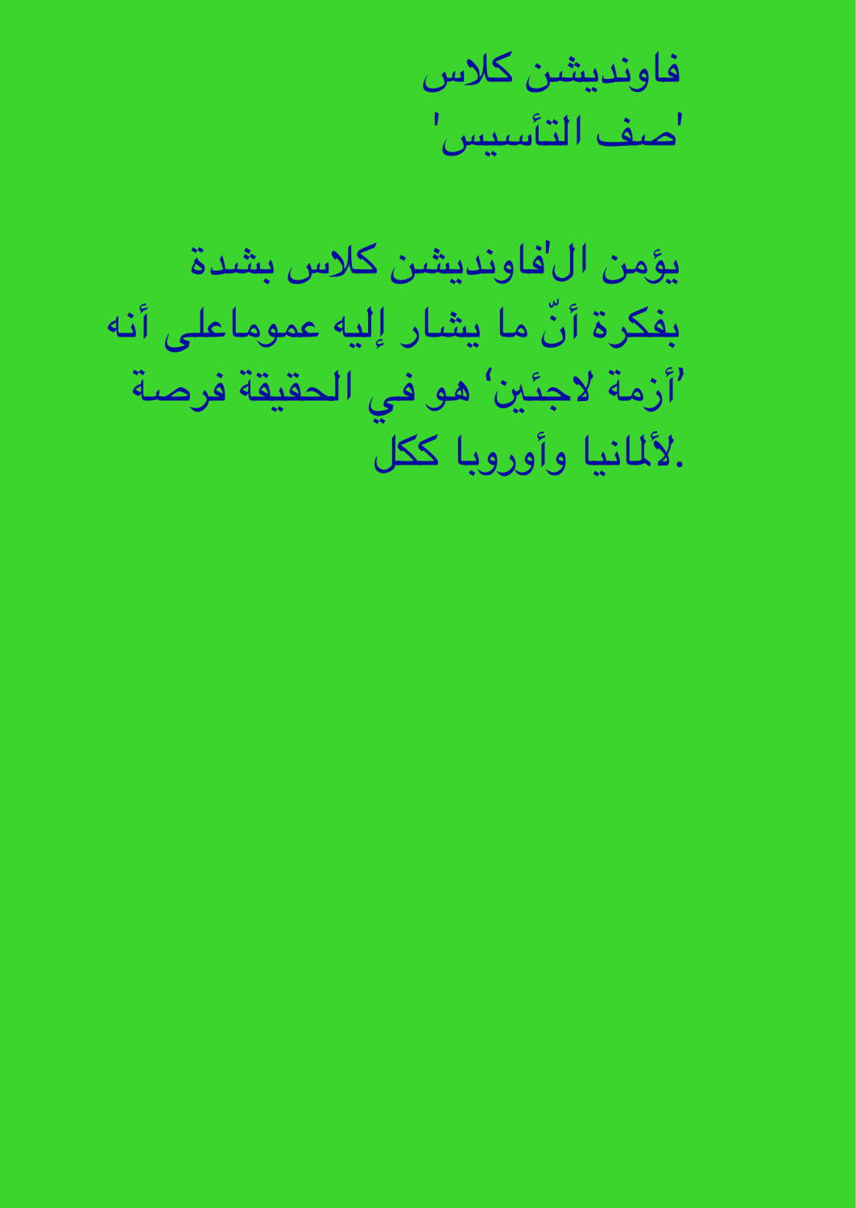# فاونديشن كلاس
# 'صف التأسيس'

يؤمن ال'فاونديشن كلاس بشدة بفكرة أنّ ما يشار إليه عموماعلى أنه 'أزمة لاجئين' هو في الحقيقة فرصة لألمانيا وأوروبا ككل.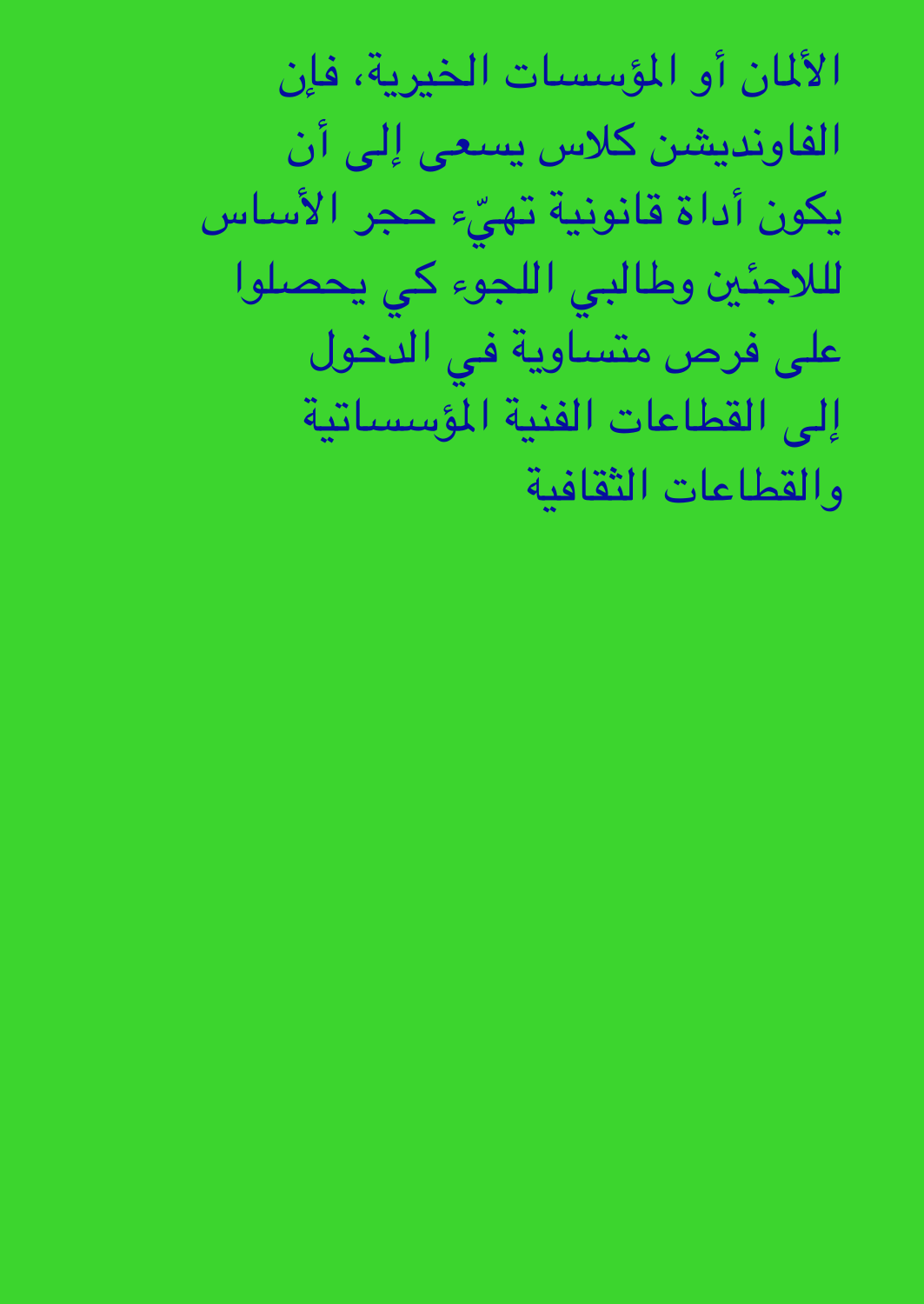الألمان أو المؤسسات الخيرية، فإن الفاونديشن كلاس يسعى إلى أن يكون أداة قانونية تهيّء حجر الأساس للاجئين وطالبي اللجوء كي يحصلوا على فرص متساوية في الدخول إلى القطاعات الفنية المؤسساتية والقطاعات الثقافية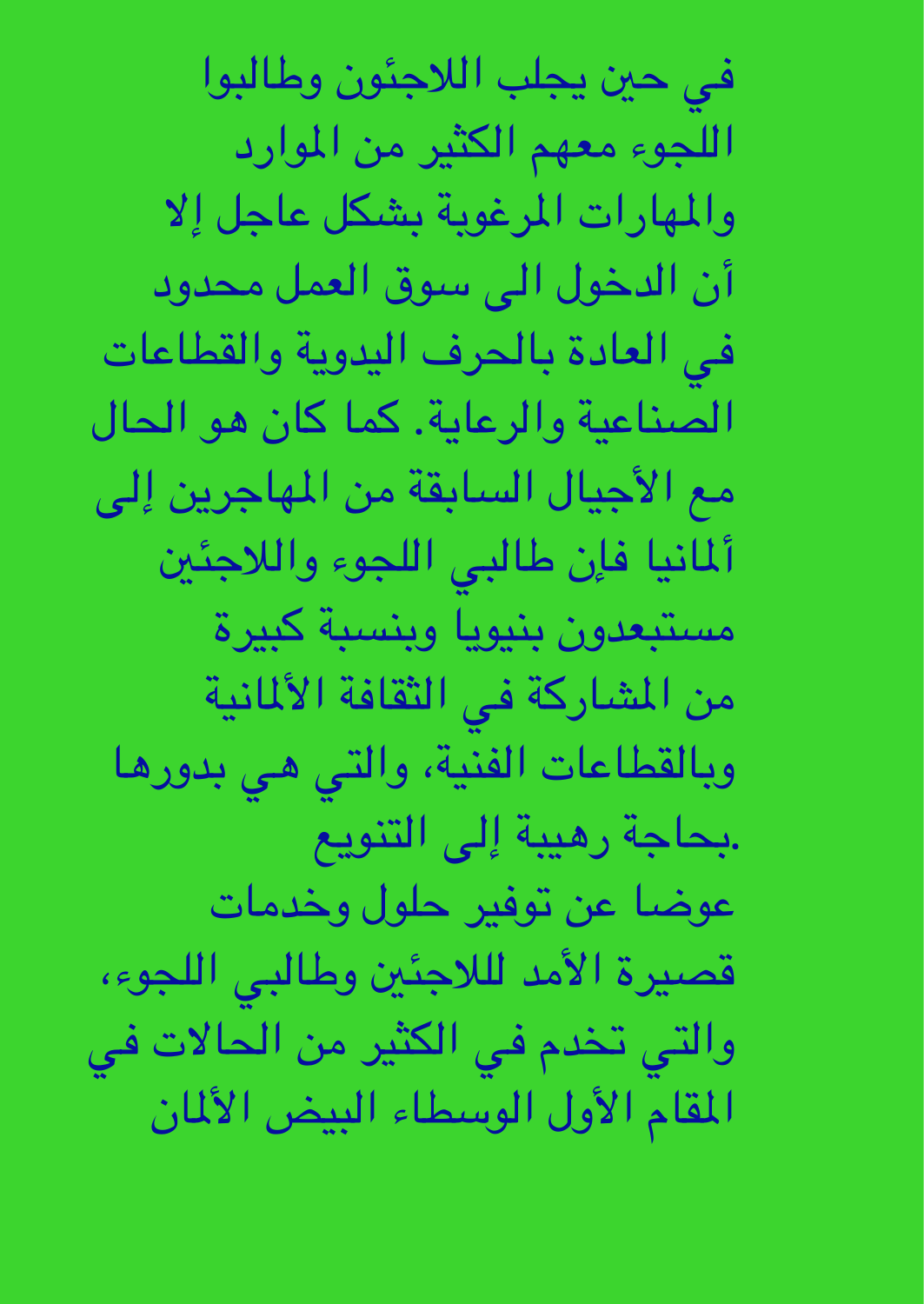في حين يجلب اللاجئون وطالبوا اللجوء معهم الكثير من الموارد والمهارات المرغوبة بشكل عاجل إلا أن الدخول الى سوق العمل محدود في العادة بالحرف اليدوية والقطاعات الصناعية والرعاية. كما كان هو الحال مع الأجيال السابقة من المهاجرين إلى ألمانيا فإن طالبي اللجوء واللاجئين مستبعدون بنيويا وبنسبة كبيرة من المشاركة في الثقافة الألمانية وبالقطاعات الفنية، والتي هي بدورها بحاجة رهيبة إلى التنويع.

عوضا عن توفير حلول وخدمات قصيرة الأمد للاجئين وطالبي اللجوء، والتي تخدم في الكثير من الحالات في المقام الأول الوسطاء البيض الألمان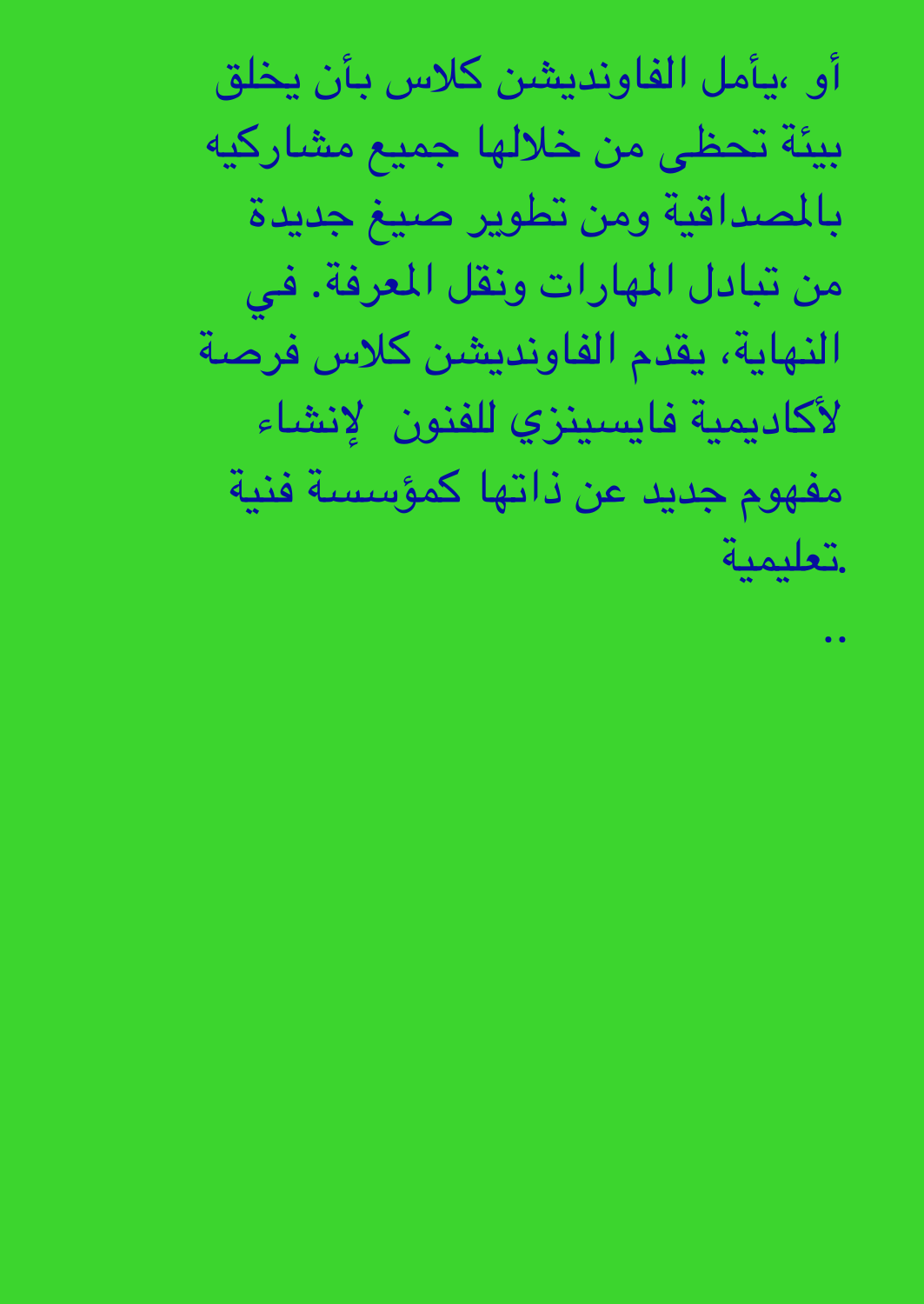أو ،يأمل الفاونديشن كلاس بأن يخلق بيئة تحظى من خلالها جميع مشاركيه بالمصداقية ومن تطوير صيغ جديدة من تبادل المهارات ونقل المعرفة. في النهاية، يقدم الفاونديشن كلاس فرصة لأكاديمية فايسينزي للفنون لإنشاء مفهوم جديد عن ذاتها كمؤسسة فنية تعليمية.

..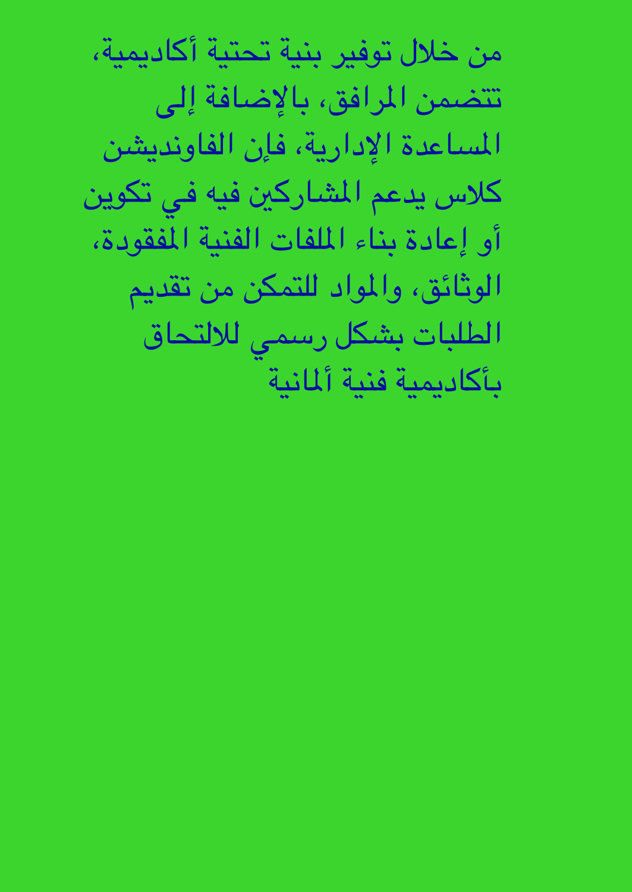من خلال توفير بنية تحتية أكاديمية، تتضمن المرافق، بالإضافة إلى المساعدة الإدارية، فإن الفاونديشن كلاس يدعم المشاركين فيه في تكوين أو إعادة بناء الملفات الفنية المفقودة، الوثائق، والمواد للتمكن من تقديم الطلبات بشكل رسمي للالتحاق بأكاديمية فنية ألمانية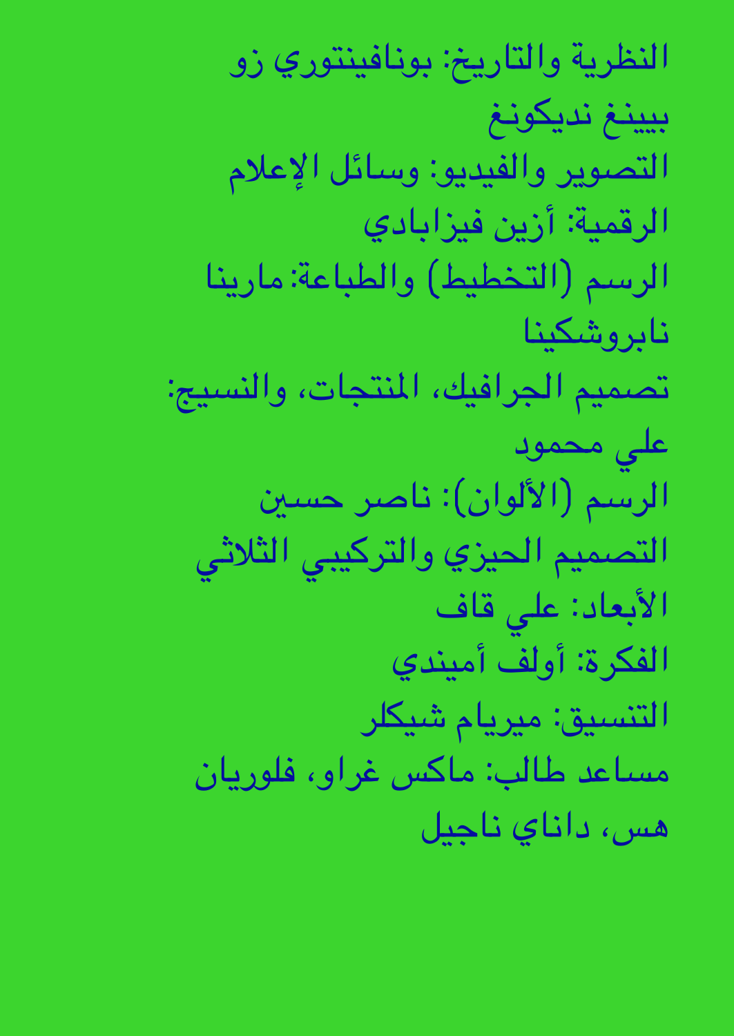النظرية والتاريخ: بونافينتوري زو بيينغ نديكونغ

التصوير والفيديو: وسائل الإعلام الرقمية: أزين فيزابادي

الرسم (التخطيط) والطباعة: مارينا نابروشكينا

تصميم الجرافيك، المنتجات، والنسيج: علي محمود

الرسم (الألوان): ناصر حسين

التصميم الحيزي والتركيبي الثلاثي الأبعاد: علي قاف

الفكرة: أولف أميندي

التنسيق: ميريام شيكلر

مساعد طالب: ماكس غراو، فلوريان هس، داناي ناجيل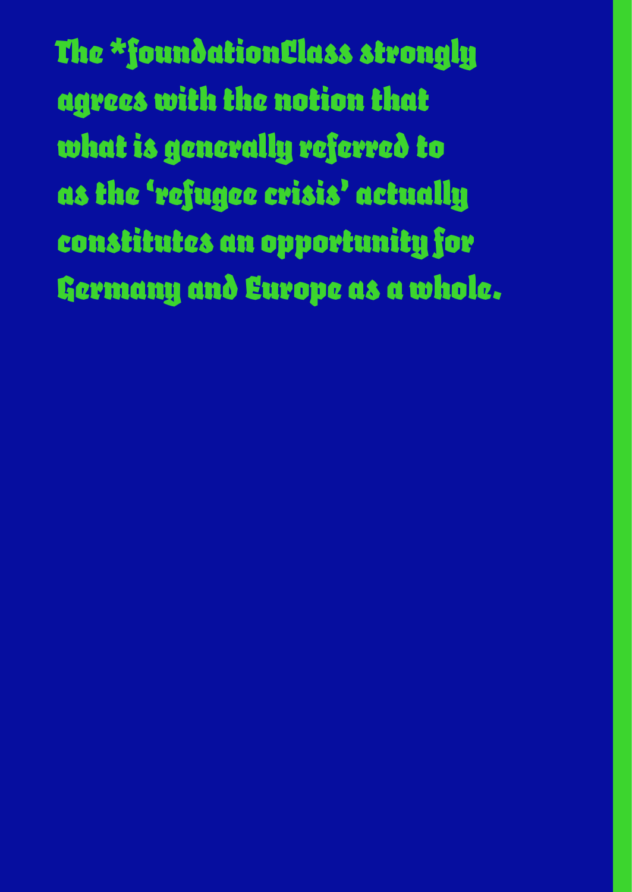The *foundationClass strongly agrees with the notion that what is generally referred to as the 'refugee crisis' actually constitutes an opportunity for Germany and Europe as a whole.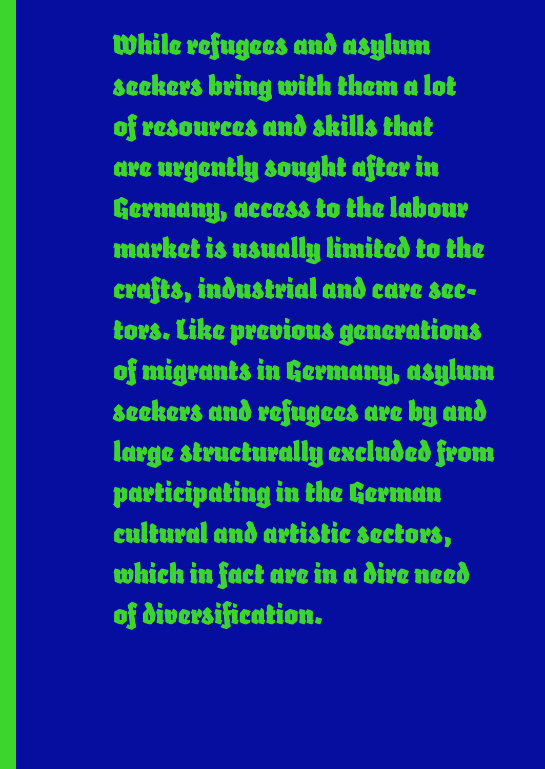While refugees and asylum seekers bring with them a lot of resources and skills that are urgently sought after in Germany, access to the labour market is usually limited to the crafts, industrial and care sectors. Like previous generations of migrants in Germany, asylum seekers and refugees are by and large structurally excluded from participating in the German cultural and artistic sectors, which in fact are in a dire need of diversification.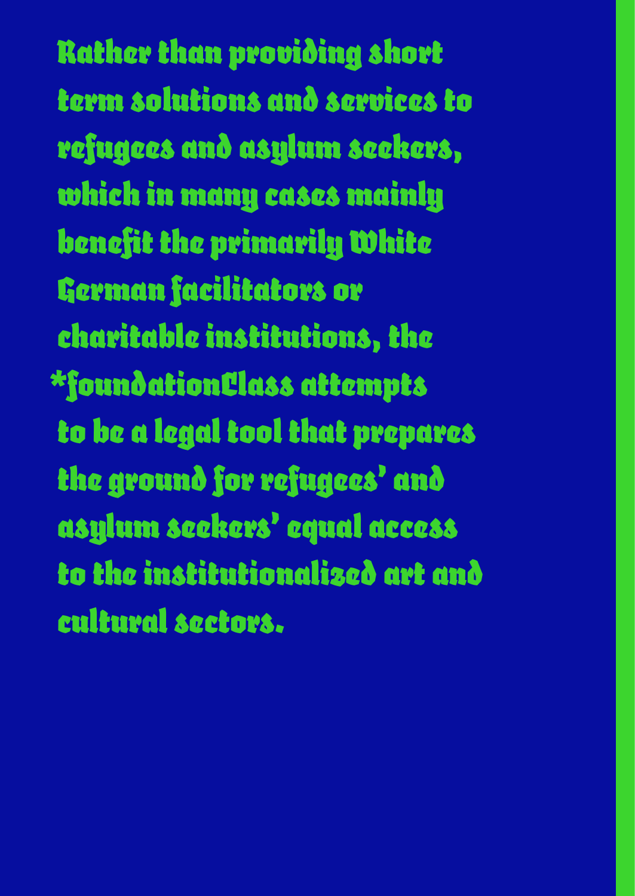Rather than providing short term solutions and services to refugees and asylum seekers, which in many cases mainly benefit the primarily White German facilitators or charitable institutions, the *foundationClass attempts to be a legal tool that prepares the ground for refugees' and asylum seekers' equal access to the institutionalized art and cultural sectors.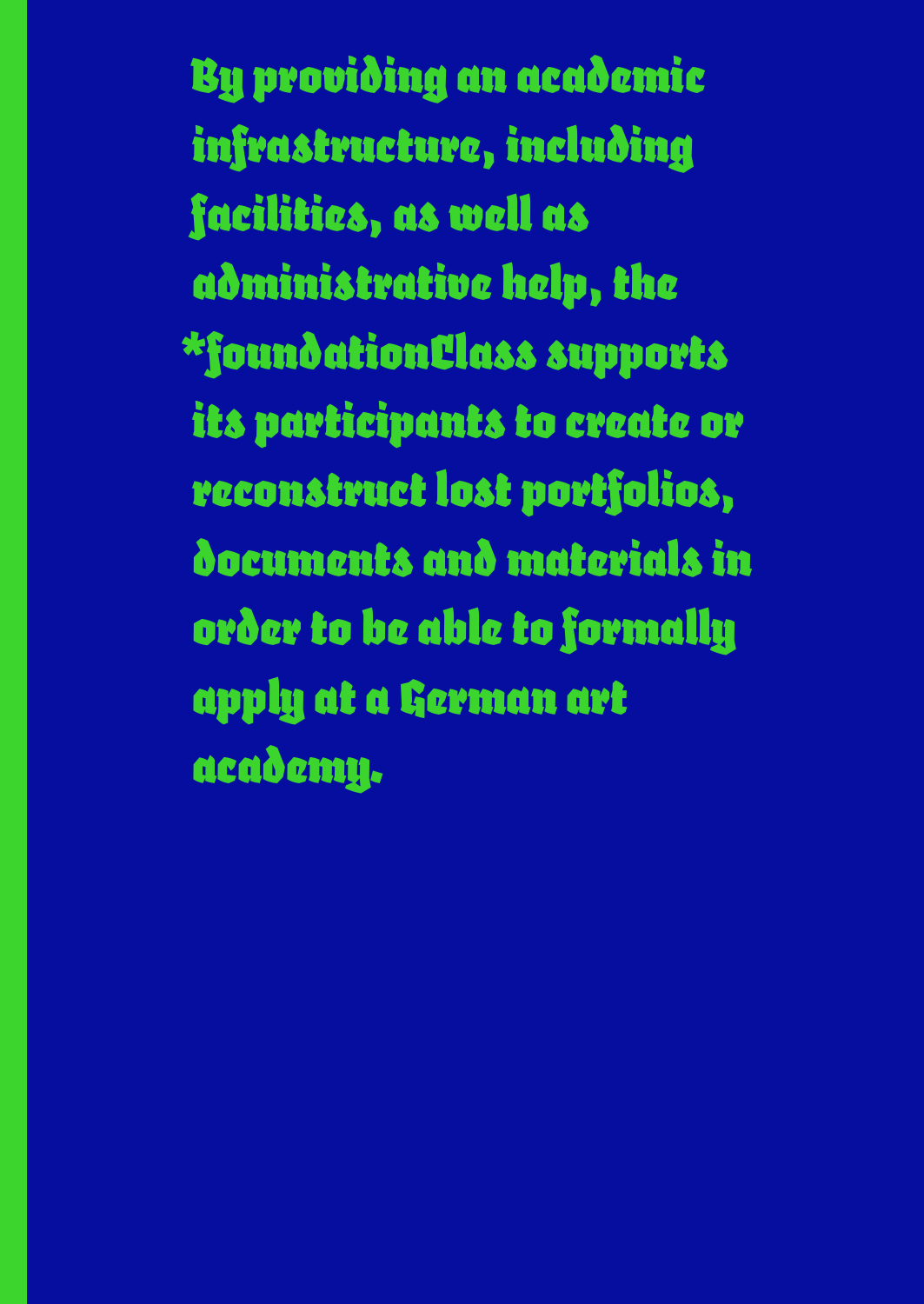By providing an academic infrastructure, including facilities, as well as administrative help, the *foundationClass supports its participants to create or reconstruct lost portfolios, documents and materials in order to be able to formally apply at a German art academy.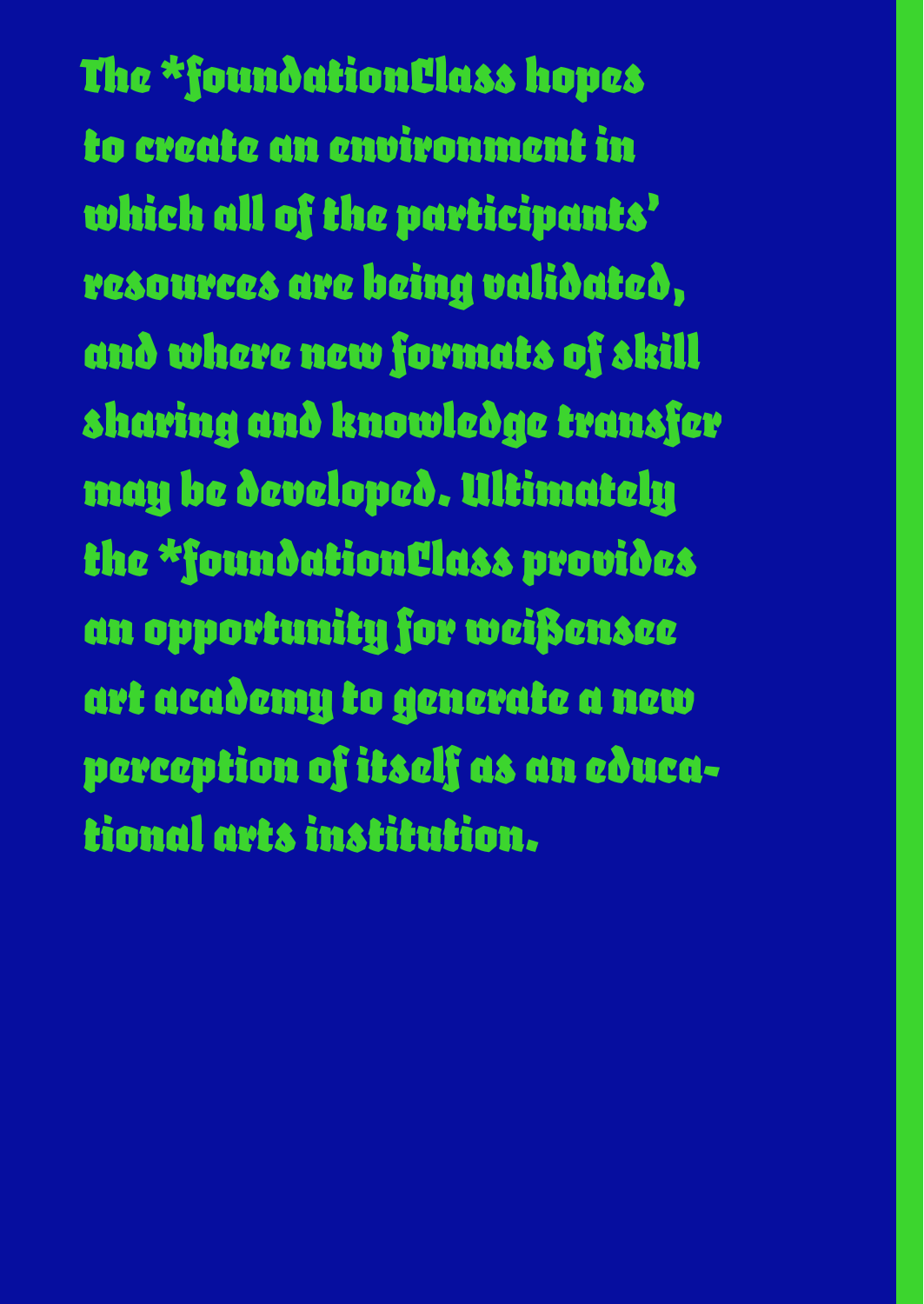The *foundationClass hopes to create an environment in which all of the participants' resources are being validated, and where new formats of skill sharing and knowledge transfer may be developed. Ultimately the *foundationClass provides an opportunity for weißensee art academy to generate a new perception of itself as an educational arts institution.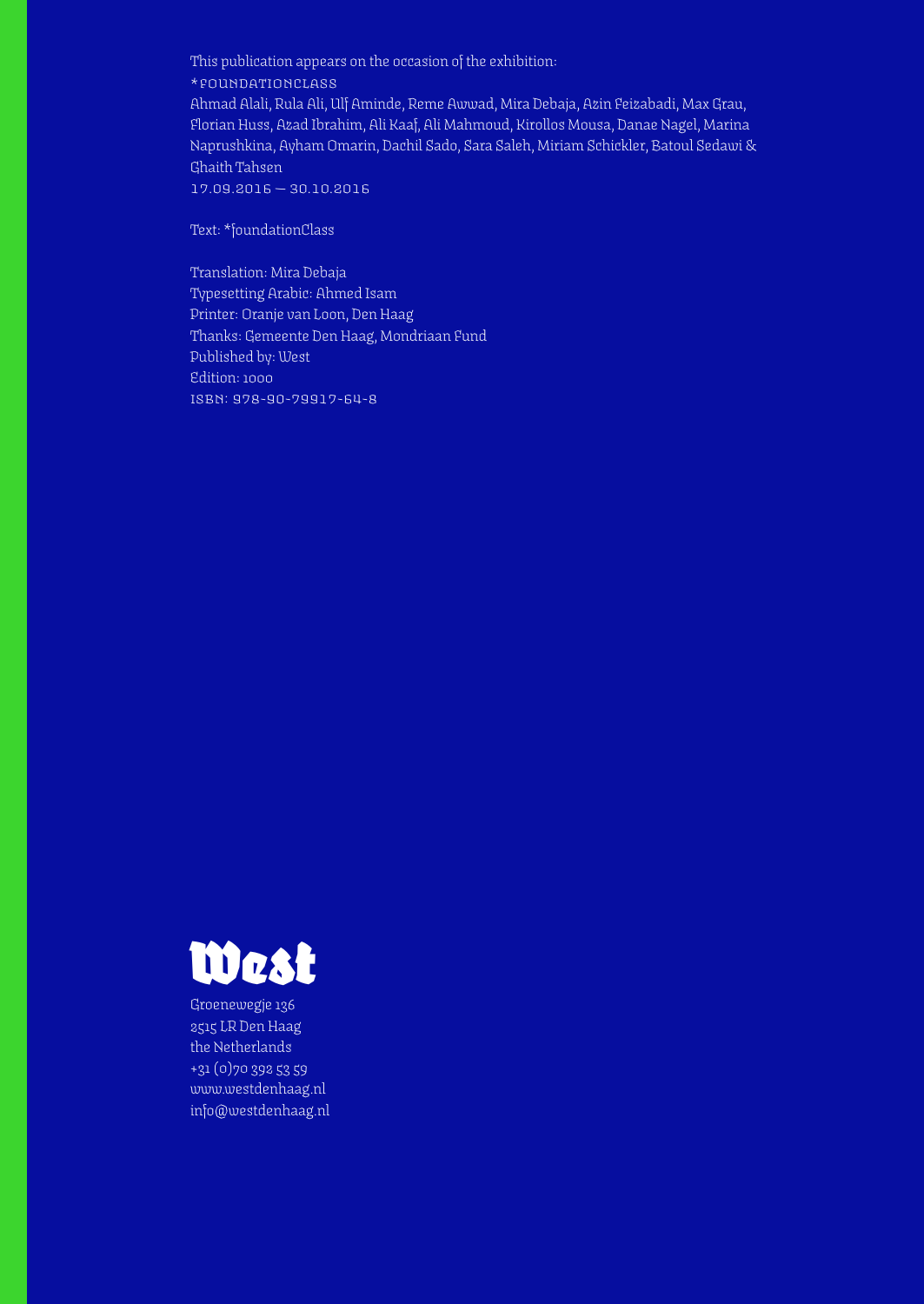This publication appears on the occasion of the exhibition:

*FOUNDATIONCLASS

Ahmad Alali, Rula Ali, Ulf Aminde, Reme Awwad, Mira Debaja, Azin Feizabadi, Max Grau, Florian Huss, Azad Ibrahim, Ali Kaaf, Ali Mahmoud, Kirollos Mousa, Danae Nagel, Marina Naprushkina, Ayham Omarin, Dachil Sado, Sara Saleh, Miriam Schickler, Batoul Sedawi & Ghaith Tahsen

17.09.2016 – 30.10.2016

Text: *foundationClass

Translation: Mira Debaja
Typesetting Arabic: Ahmed Isam
Printer: Oranje van Loon, Den Haag
Thanks: Gemeente Den Haag, Mondriaan Fund
Published by: West
Edition: 1000
ISBN: 978-90-79917-64-8

West

Groenewegje 136
2515 LR Den Haag
the Netherlands
+31 (0)70 392 53 59
www.westdenhaag.nl
info@westdenhaag.nl